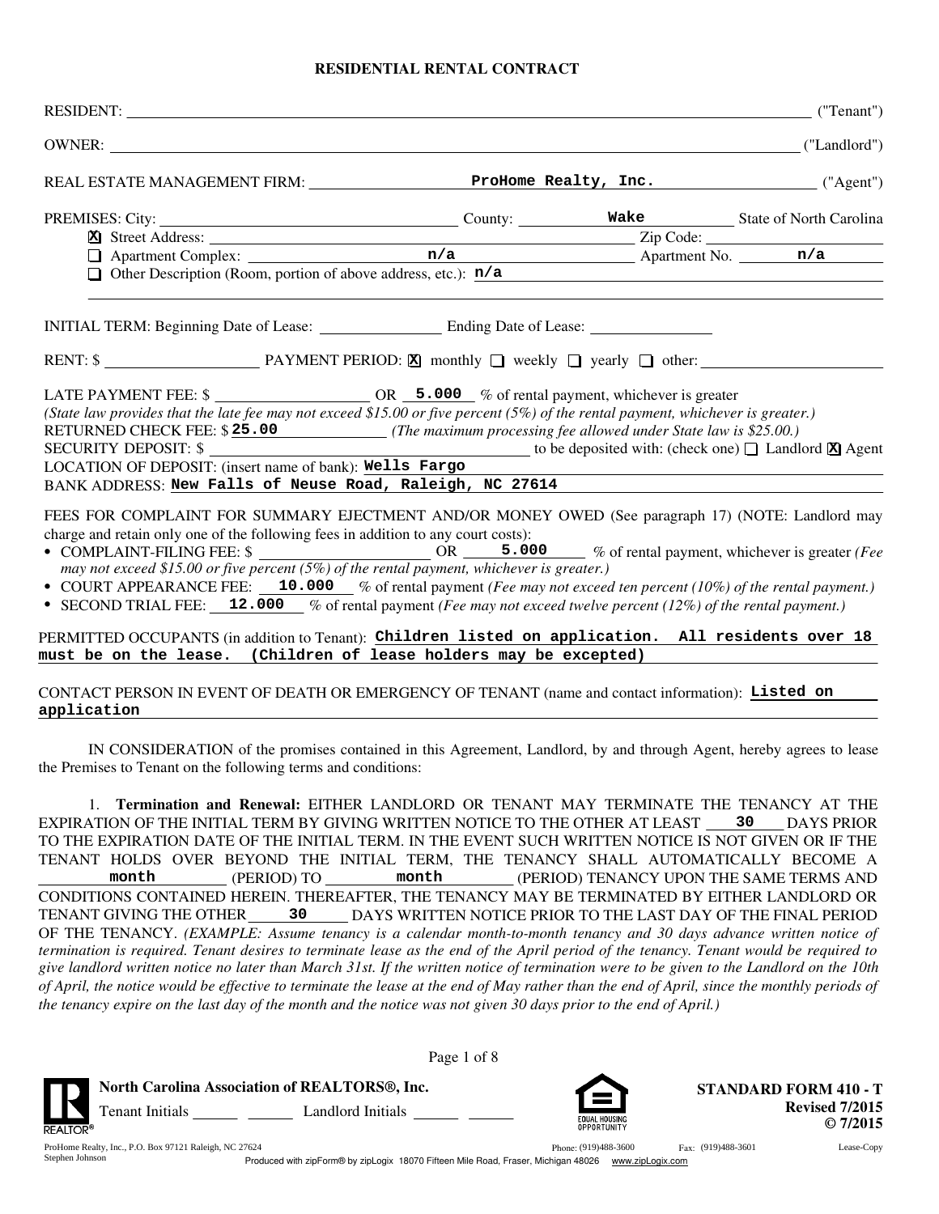# RESIDENTIAL RENTAL CONTRACT

RESIDENT: ______________________________ ("Tenant")

OWNER: ______________________________ ("Landlord")

REAL ESTATE MANAGEMENT FIRM: **ProHome Realty, Inc.** ("Agent")

PREMISES: City: ____________ County: **Wake** State of North Carolina

- [X] Street Address: ____________ Zip Code: ____________
- [ ] Apartment Complex: **n/a** Apartment No. **n/a**
- [ ] Other Description (Room, portion of above address, etc.): **n/a**

INITIAL TERM: Beginning Date of Lease: ____________ Ending Date of Lease: ____________

RENT: $ ____________ PAYMENT PERIOD: [X] monthly [ ] weekly [ ] yearly [ ] other: ____________

LATE PAYMENT FEE: $ ____________ OR **5.000** % of rental payment, whichever is greater
*(State law provides that the late fee may not exceed $15.00 or five percent (5%) of the rental payment, whichever is greater.)*
RETURNED CHECK FEE: $ **25.00** *(The maximum processing fee allowed under State law is $25.00.)*
SECURITY DEPOSIT: $ ____________ to be deposited with: (check one) [ ] Landlord [X] Agent
LOCATION OF DEPOSIT: (insert name of bank): **Wells Fargo**
BANK ADDRESS: **New Falls of Neuse Road, Raleigh, NC 27614**

FEES FOR COMPLAINT FOR SUMMARY EJECTMENT AND/OR MONEY OWED (See paragraph 17) (NOTE: Landlord may charge and retain only one of the following fees in addition to any court costs):

- COMPLAINT-FILING FEE: $ ____________ OR **5.000** % of rental payment, whichever is greater *(Fee may not exceed $15.00 or five percent (5%) of the rental payment, whichever is greater.)*
- COURT APPEARANCE FEE: **10.000** % of rental payment *(Fee may not exceed ten percent (10%) of the rental payment.)*
- SECOND TRIAL FEE: **12.000** % of rental payment *(Fee may not exceed twelve percent (12%) of the rental payment.)*

PERMITTED OCCUPANTS (in addition to Tenant): **Children listed on application. All residents over 18 must be on the lease. (Children of lease holders may be excepted)**

CONTACT PERSON IN EVENT OF DEATH OR EMERGENCY OF TENANT (name and contact information): **Listed on application**

IN CONSIDERATION of the promises contained in this Agreement, Landlord, by and through Agent, hereby agrees to lease the Premises to Tenant on the following terms and conditions:

1. **Termination and Renewal:** EITHER LANDLORD OR TENANT MAY TERMINATE THE TENANCY AT THE EXPIRATION OF THE INITIAL TERM BY GIVING WRITTEN NOTICE TO THE OTHER AT LEAST **30** DAYS PRIOR TO THE EXPIRATION DATE OF THE INITIAL TERM. IN THE EVENT SUCH WRITTEN NOTICE IS NOT GIVEN OR IF THE TENANT HOLDS OVER BEYOND THE INITIAL TERM, THE TENANCY SHALL AUTOMATICALLY BECOME A **month** (PERIOD) TO **month** (PERIOD) TENANCY UPON THE SAME TERMS AND CONDITIONS CONTAINED HEREIN. THEREAFTER, THE TENANCY MAY BE TERMINATED BY EITHER LANDLORD OR TENANT GIVING THE OTHER **30** DAYS WRITTEN NOTICE PRIOR TO THE LAST DAY OF THE FINAL PERIOD OF THE TENANCY. *(EXAMPLE: Assume tenancy is a calendar month-to-month tenancy and 30 days advance written notice of termination is required. Tenant desires to terminate lease as the end of the April period of the tenancy. Tenant would be required to give landlord written notice no later than March 31st. If the written notice of termination were to be given to the Landlord on the 10th of April, the notice would be effective to terminate the lease at the end of May rather than the end of April, since the monthly periods of the tenancy expire on the last day of the month and the notice was not given 30 days prior to the end of April.)*

North Carolina Association of REALTORS®, Inc.
Tenant Initials ______ ______ Landlord Initials ______ ______

STANDARD FORM 410 - T
Revised 7/2015
© 7/2015

ProHome Realty, Inc., P.O. Box 97121 Raleigh, NC 27624 Phone: (919)488-3600 Fax: (919)488-3601 Lease-Copy
Stephen Johnson
Produced with zipForm® by zipLogix 18070 Fifteen Mile Road, Fraser, Michigan 48026 www.zipLogix.com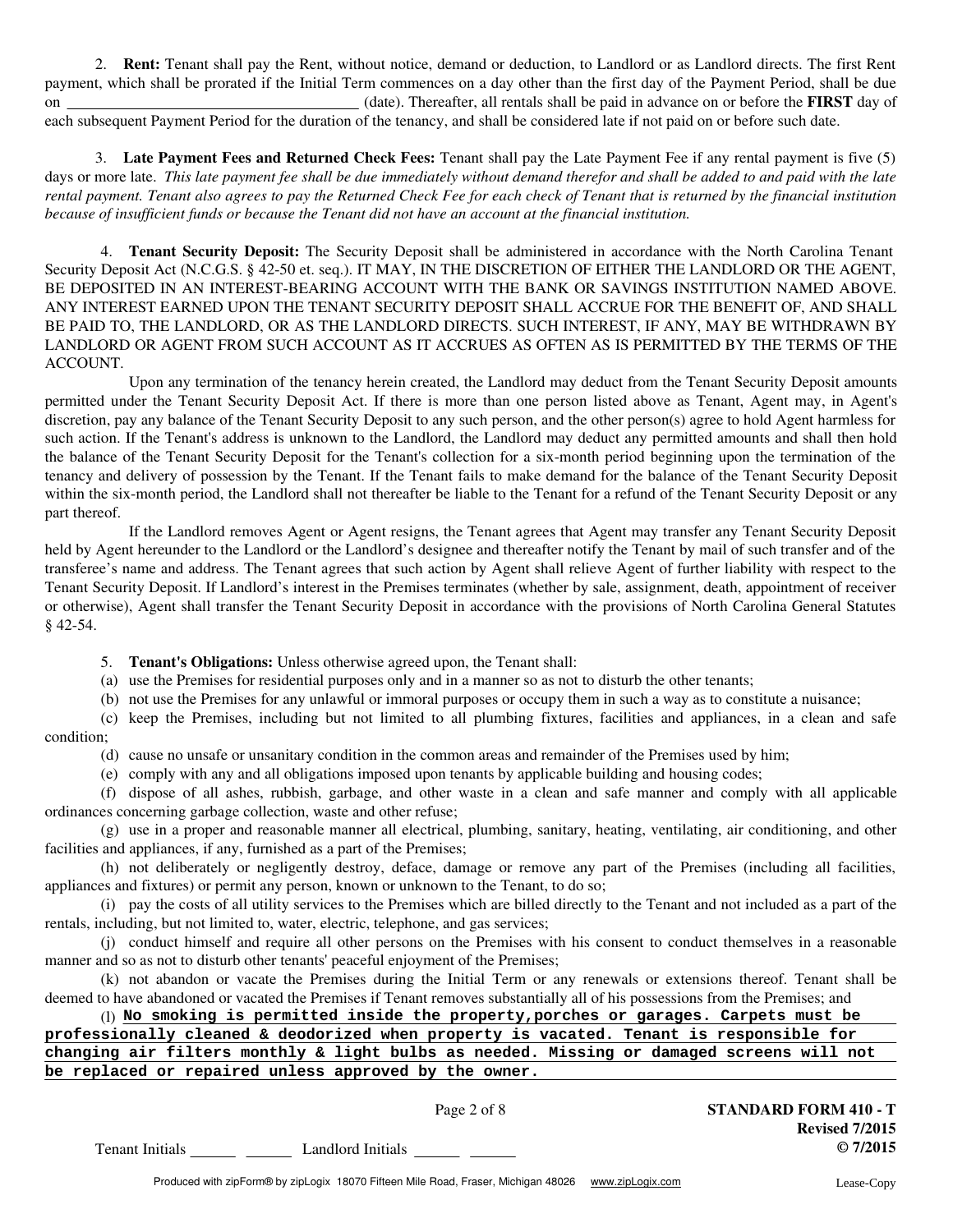2. **Rent:** Tenant shall pay the Rent, without notice, demand or deduction, to Landlord or as Landlord directs. The first Rent payment, which shall be prorated if the Initial Term commences on a day other than the first day of the Payment Period, shall be due on ______________________________________ (date). Thereafter, all rentals shall be paid in advance on or before the **FIRST** day of each subsequent Payment Period for the duration of the tenancy, and shall be considered late if not paid on or before such date.

3. **Late Payment Fees and Returned Check Fees:** Tenant shall pay the Late Payment Fee if any rental payment is five (5) days or more late. *This late payment fee shall be due immediately without demand therefor and shall be added to and paid with the late rental payment. Tenant also agrees to pay the Returned Check Fee for each check of Tenant that is returned by the financial institution because of insufficient funds or because the Tenant did not have an account at the financial institution.*

4. **Tenant Security Deposit:** The Security Deposit shall be administered in accordance with the North Carolina Tenant Security Deposit Act (N.C.G.S. § 42-50 et. seq.). IT MAY, IN THE DISCRETION OF EITHER THE LANDLORD OR THE AGENT, BE DEPOSITED IN AN INTEREST-BEARING ACCOUNT WITH THE BANK OR SAVINGS INSTITUTION NAMED ABOVE. ANY INTEREST EARNED UPON THE TENANT SECURITY DEPOSIT SHALL ACCRUE FOR THE BENEFIT OF, AND SHALL BE PAID TO, THE LANDLORD, OR AS THE LANDLORD DIRECTS. SUCH INTEREST, IF ANY, MAY BE WITHDRAWN BY LANDLORD OR AGENT FROM SUCH ACCOUNT AS IT ACCRUES AS OFTEN AS IS PERMITTED BY THE TERMS OF THE ACCOUNT.

Upon any termination of the tenancy herein created, the Landlord may deduct from the Tenant Security Deposit amounts permitted under the Tenant Security Deposit Act. If there is more than one person listed above as Tenant, Agent may, in Agent's discretion, pay any balance of the Tenant Security Deposit to any such person, and the other person(s) agree to hold Agent harmless for such action. If the Tenant's address is unknown to the Landlord, the Landlord may deduct any permitted amounts and shall then hold the balance of the Tenant Security Deposit for the Tenant's collection for a six-month period beginning upon the termination of the tenancy and delivery of possession by the Tenant. If the Tenant fails to make demand for the balance of the Tenant Security Deposit within the six-month period, the Landlord shall not thereafter be liable to the Tenant for a refund of the Tenant Security Deposit or any part thereof.

If the Landlord removes Agent or Agent resigns, the Tenant agrees that Agent may transfer any Tenant Security Deposit held by Agent hereunder to the Landlord or the Landlord's designee and thereafter notify the Tenant by mail of such transfer and of the transferee's name and address. The Tenant agrees that such action by Agent shall relieve Agent of further liability with respect to the Tenant Security Deposit. If Landlord's interest in the Premises terminates (whether by sale, assignment, death, appointment of receiver or otherwise), Agent shall transfer the Tenant Security Deposit in accordance with the provisions of North Carolina General Statutes § 42-54.

5. **Tenant's Obligations:** Unless otherwise agreed upon, the Tenant shall:

(a) use the Premises for residential purposes only and in a manner so as not to disturb the other tenants;

(b) not use the Premises for any unlawful or immoral purposes or occupy them in such a way as to constitute a nuisance;

(c) keep the Premises, including but not limited to all plumbing fixtures, facilities and appliances, in a clean and safe condition;

(d) cause no unsafe or unsanitary condition in the common areas and remainder of the Premises used by him;

(e) comply with any and all obligations imposed upon tenants by applicable building and housing codes;

(f) dispose of all ashes, rubbish, garbage, and other waste in a clean and safe manner and comply with all applicable ordinances concerning garbage collection, waste and other refuse;

(g) use in a proper and reasonable manner all electrical, plumbing, sanitary, heating, ventilating, air conditioning, and other facilities and appliances, if any, furnished as a part of the Premises;

(h) not deliberately or negligently destroy, deface, damage or remove any part of the Premises (including all facilities, appliances and fixtures) or permit any person, known or unknown to the Tenant, to do so;

(i) pay the costs of all utility services to the Premises which are billed directly to the Tenant and not included as a part of the rentals, including, but not limited to, water, electric, telephone, and gas services;

(j) conduct himself and require all other persons on the Premises with his consent to conduct themselves in a reasonable manner and so as not to disturb other tenants' peaceful enjoyment of the Premises;

(k) not abandon or vacate the Premises during the Initial Term or any renewals or extensions thereof. Tenant shall be deemed to have abandoned or vacated the Premises if Tenant removes substantially all of his possessions from the Premises; and

(l) **No smoking is permitted inside the property,porches or garages. Carpets must be professionally cleaned & deodorized when property is vacated. Tenant is responsible for changing air filters monthly & light bulbs as needed. Missing or damaged screens will not be replaced or repaired unless approved by the owner.**

Tenant Initials ______ ______ Landlord Initials ______ ______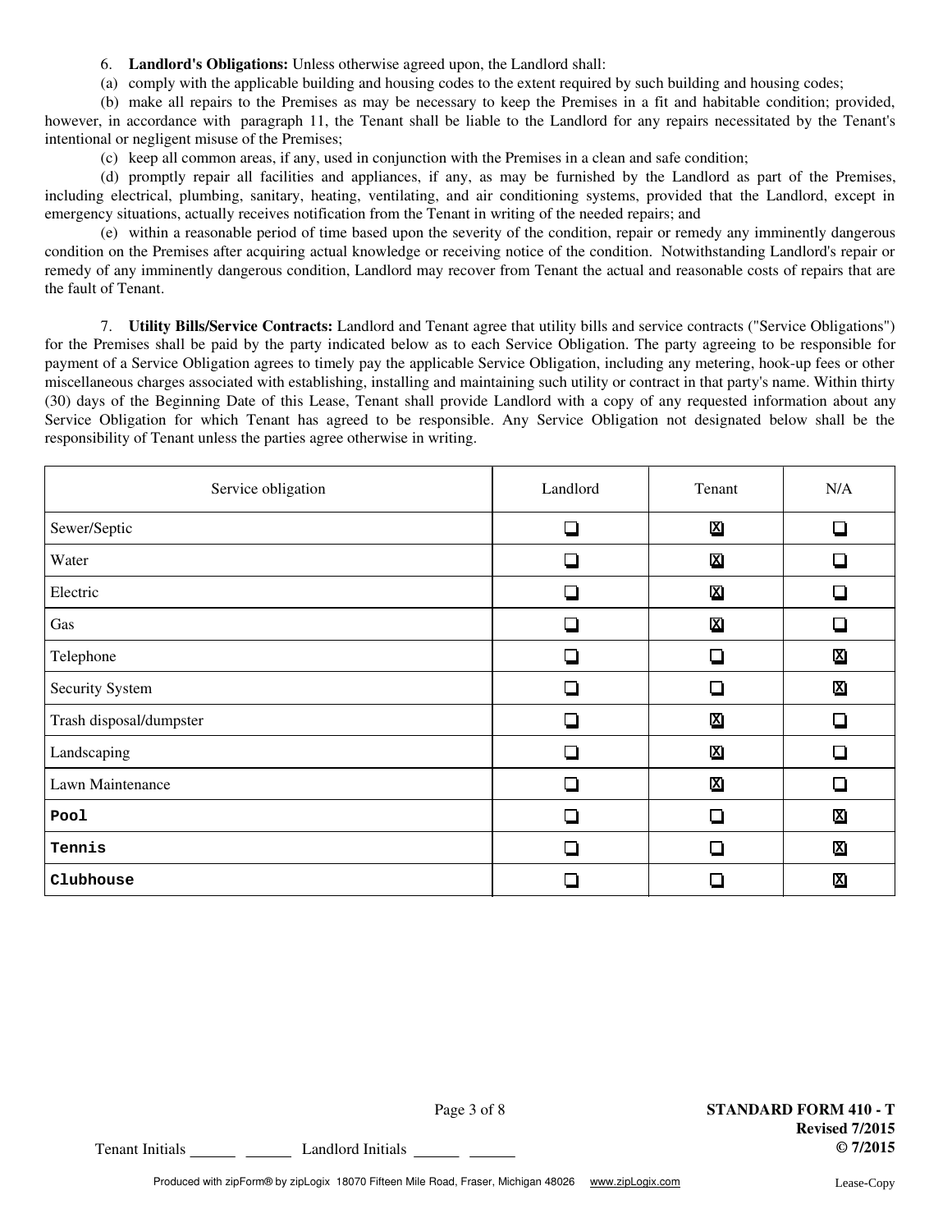6. **Landlord's Obligations:** Unless otherwise agreed upon, the Landlord shall:

(a) comply with the applicable building and housing codes to the extent required by such building and housing codes;

(b) make all repairs to the Premises as may be necessary to keep the Premises in a fit and habitable condition; provided, however, in accordance with paragraph 11, the Tenant shall be liable to the Landlord for any repairs necessitated by the Tenant's intentional or negligent misuse of the Premises;

(c) keep all common areas, if any, used in conjunction with the Premises in a clean and safe condition;

(d) promptly repair all facilities and appliances, if any, as may be furnished by the Landlord as part of the Premises, including electrical, plumbing, sanitary, heating, ventilating, and air conditioning systems, provided that the Landlord, except in emergency situations, actually receives notification from the Tenant in writing of the needed repairs; and

(e) within a reasonable period of time based upon the severity of the condition, repair or remedy any imminently dangerous condition on the Premises after acquiring actual knowledge or receiving notice of the condition. Notwithstanding Landlord's repair or remedy of any imminently dangerous condition, Landlord may recover from Tenant the actual and reasonable costs of repairs that are the fault of Tenant.

7. **Utility Bills/Service Contracts:** Landlord and Tenant agree that utility bills and service contracts ("Service Obligations") for the Premises shall be paid by the party indicated below as to each Service Obligation. The party agreeing to be responsible for payment of a Service Obligation agrees to timely pay the applicable Service Obligation, including any metering, hook-up fees or other miscellaneous charges associated with establishing, installing and maintaining such utility or contract in that party's name. Within thirty (30) days of the Beginning Date of this Lease, Tenant shall provide Landlord with a copy of any requested information about any Service Obligation for which Tenant has agreed to be responsible. Any Service Obligation not designated below shall be the responsibility of Tenant unless the parties agree otherwise in writing.

| Service obligation | Landlord | Tenant | N/A |
|---|---|---|---|
| Sewer/Septic | ☐ | ☒ | ☐ |
| Water | ☐ | ☒ | ☐ |
| Electric | ☐ | ☒ | ☐ |
| Gas | ☐ | ☒ | ☐ |
| Telephone | ☐ | ☐ | ☒ |
| Security System | ☐ | ☐ | ☒ |
| Trash disposal/dumpster | ☐ | ☒ | ☐ |
| Landscaping | ☐ | ☒ | ☐ |
| Lawn Maintenance | ☐ | ☒ | ☐ |
| Pool | ☐ | ☐ | ☒ |
| Tennis | ☐ | ☐ | ☒ |
| Clubhouse | ☐ | ☐ | ☒ |

STANDARD FORM 410 - T
Revised 7/2015
© 7/2015

Tenant Initials ______ ______ Landlord Initials ______ ______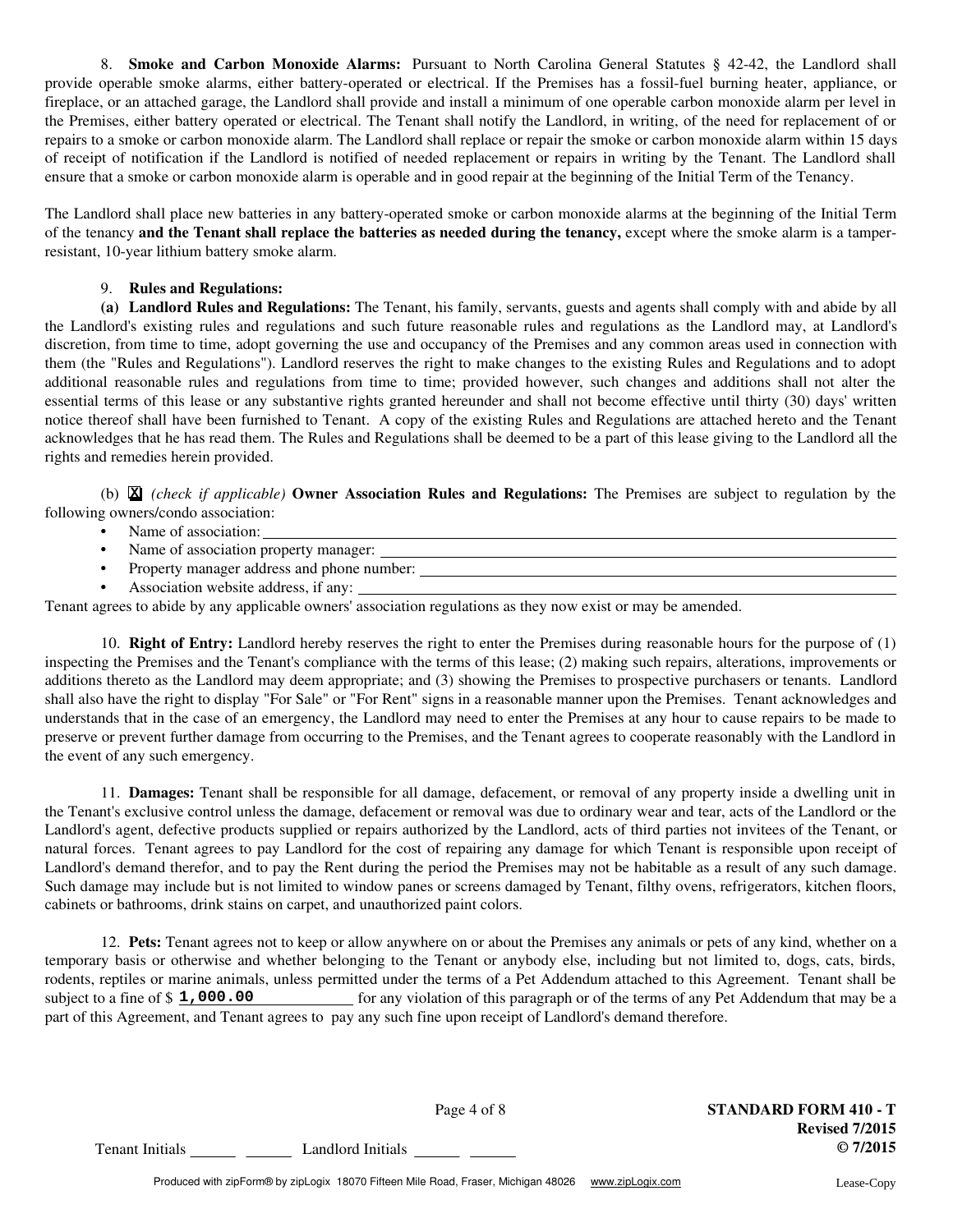8. **Smoke and Carbon Monoxide Alarms:** Pursuant to North Carolina General Statutes § 42-42, the Landlord shall provide operable smoke alarms, either battery-operated or electrical. If the Premises has a fossil-fuel burning heater, appliance, or fireplace, or an attached garage, the Landlord shall provide and install a minimum of one operable carbon monoxide alarm per level in the Premises, either battery operated or electrical. The Tenant shall notify the Landlord, in writing, of the need for replacement of or repairs to a smoke or carbon monoxide alarm. The Landlord shall replace or repair the smoke or carbon monoxide alarm within 15 days of receipt of notification if the Landlord is notified of needed replacement or repairs in writing by the Tenant. The Landlord shall ensure that a smoke or carbon monoxide alarm is operable and in good repair at the beginning of the Initial Term of the Tenancy.

The Landlord shall place new batteries in any battery-operated smoke or carbon monoxide alarms at the beginning of the Initial Term of the tenancy **and the Tenant shall replace the batteries as needed during the tenancy,** except where the smoke alarm is a tamper-resistant, 10-year lithium battery smoke alarm.

9. **Rules and Regulations:**

**(a) Landlord Rules and Regulations:** The Tenant, his family, servants, guests and agents shall comply with and abide by all the Landlord's existing rules and regulations and such future reasonable rules and regulations as the Landlord may, at Landlord's discretion, from time to time, adopt governing the use and occupancy of the Premises and any common areas used in connection with them (the "Rules and Regulations"). Landlord reserves the right to make changes to the existing Rules and Regulations and to adopt additional reasonable rules and regulations from time to time; provided however, such changes and additions shall not alter the essential terms of this lease or any substantive rights granted hereunder and shall not become effective until thirty (30) days' written notice thereof shall have been furnished to Tenant. A copy of the existing Rules and Regulations are attached hereto and the Tenant acknowledges that he has read them. The Rules and Regulations shall be deemed to be a part of this lease giving to the Landlord all the rights and remedies herein provided.

(b) ☒ *(check if applicable)* **Owner Association Rules and Regulations:** The Premises are subject to regulation by the following owners/condo association:

- Name of association: ______
- Name of association property manager: ______
- Property manager address and phone number: ______
- Association website address, if any: ______

Tenant agrees to abide by any applicable owners' association regulations as they now exist or may be amended.

10. **Right of Entry:** Landlord hereby reserves the right to enter the Premises during reasonable hours for the purpose of (1) inspecting the Premises and the Tenant's compliance with the terms of this lease; (2) making such repairs, alterations, improvements or additions thereto as the Landlord may deem appropriate; and (3) showing the Premises to prospective purchasers or tenants. Landlord shall also have the right to display "For Sale" or "For Rent" signs in a reasonable manner upon the Premises. Tenant acknowledges and understands that in the case of an emergency, the Landlord may need to enter the Premises at any hour to cause repairs to be made to preserve or prevent further damage from occurring to the Premises, and the Tenant agrees to cooperate reasonably with the Landlord in the event of any such emergency.

11. **Damages:** Tenant shall be responsible for all damage, defacement, or removal of any property inside a dwelling unit in the Tenant's exclusive control unless the damage, defacement or removal was due to ordinary wear and tear, acts of the Landlord or the Landlord's agent, defective products supplied or repairs authorized by the Landlord, acts of third parties not invitees of the Tenant, or natural forces. Tenant agrees to pay Landlord for the cost of repairing any damage for which Tenant is responsible upon receipt of Landlord's demand therefor, and to pay the Rent during the period the Premises may not be habitable as a result of any such damage. Such damage may include but is not limited to window panes or screens damaged by Tenant, filthy ovens, refrigerators, kitchen floors, cabinets or bathrooms, drink stains on carpet, and unauthorized paint colors.

12. **Pets:** Tenant agrees not to keep or allow anywhere on or about the Premises any animals or pets of any kind, whether on a temporary basis or otherwise and whether belonging to the Tenant or anybody else, including but not limited to, dogs, cats, birds, rodents, reptiles or marine animals, unless permitted under the terms of a Pet Addendum attached to this Agreement. Tenant shall be subject to a fine of $ **1,000.00** for any violation of this paragraph or of the terms of any Pet Addendum that may be a part of this Agreement, and Tenant agrees to pay any such fine upon receipt of Landlord's demand therefore.

Tenant Initials ______ ______ Landlord Initials ______ ______

STANDARD FORM 410 - T
Revised 7/2015
© 7/2015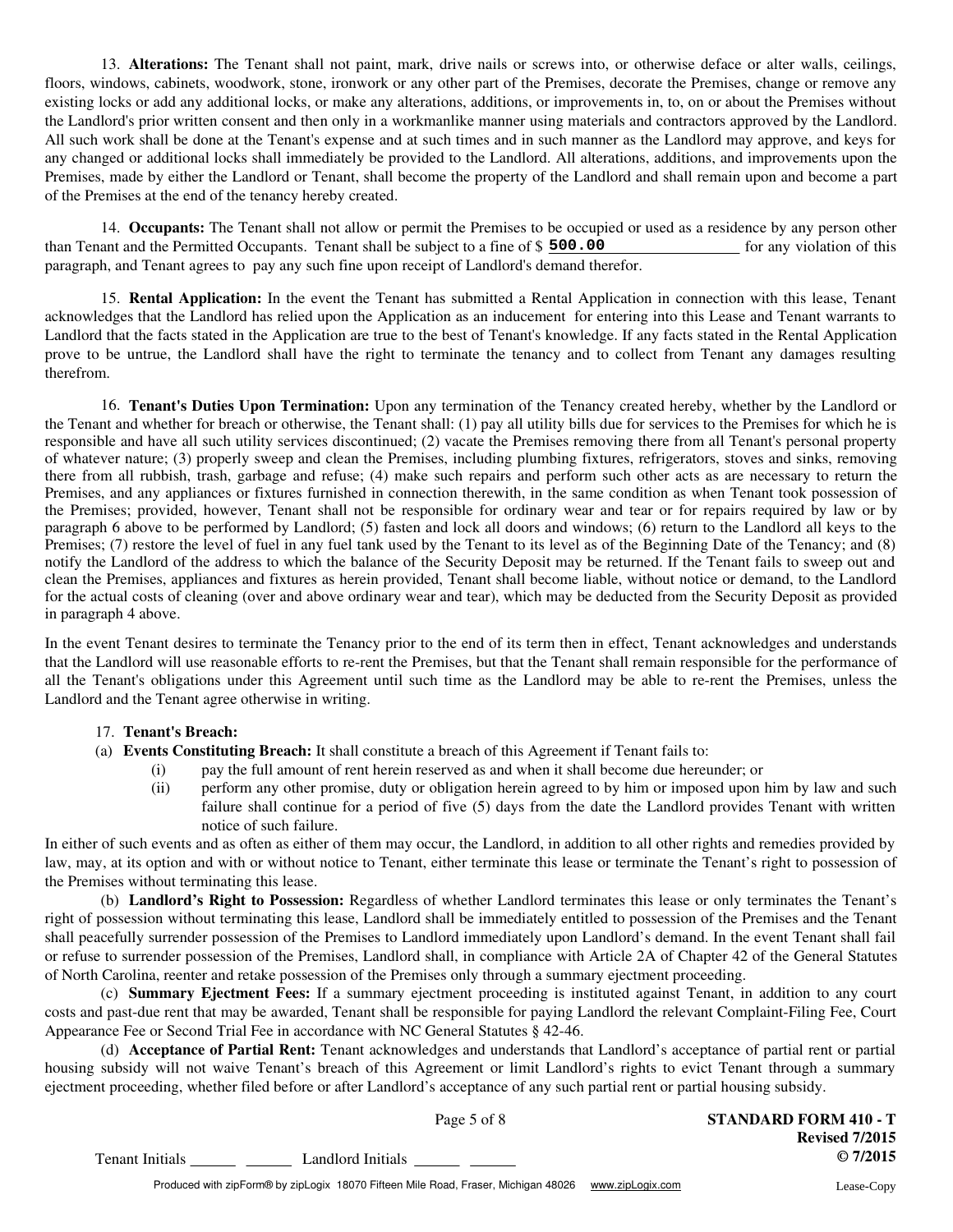13. **Alterations:** The Tenant shall not paint, mark, drive nails or screws into, or otherwise deface or alter walls, ceilings, floors, windows, cabinets, woodwork, stone, ironwork or any other part of the Premises, decorate the Premises, change or remove any existing locks or add any additional locks, or make any alterations, additions, or improvements in, to, on or about the Premises without the Landlord's prior written consent and then only in a workmanlike manner using materials and contractors approved by the Landlord. All such work shall be done at the Tenant's expense and at such times and in such manner as the Landlord may approve, and keys for any changed or additional locks shall immediately be provided to the Landlord. All alterations, additions, and improvements upon the Premises, made by either the Landlord or Tenant, shall become the property of the Landlord and shall remain upon and become a part of the Premises at the end of the tenancy hereby created.

14. **Occupants:** The Tenant shall not allow or permit the Premises to be occupied or used as a residence by any person other than Tenant and the Permitted Occupants. Tenant shall be subject to a fine of $ **500.00** for any violation of this paragraph, and Tenant agrees to pay any such fine upon receipt of Landlord's demand therefor.

15. **Rental Application:** In the event the Tenant has submitted a Rental Application in connection with this lease, Tenant acknowledges that the Landlord has relied upon the Application as an inducement for entering into this Lease and Tenant warrants to Landlord that the facts stated in the Application are true to the best of Tenant's knowledge. If any facts stated in the Rental Application prove to be untrue, the Landlord shall have the right to terminate the tenancy and to collect from Tenant any damages resulting therefrom.

16. **Tenant's Duties Upon Termination:** Upon any termination of the Tenancy created hereby, whether by the Landlord or the Tenant and whether for breach or otherwise, the Tenant shall: (1) pay all utility bills due for services to the Premises for which he is responsible and have all such utility services discontinued; (2) vacate the Premises removing there from all Tenant's personal property of whatever nature; (3) properly sweep and clean the Premises, including plumbing fixtures, refrigerators, stoves and sinks, removing there from all rubbish, trash, garbage and refuse; (4) make such repairs and perform such other acts as are necessary to return the Premises, and any appliances or fixtures furnished in connection therewith, in the same condition as when Tenant took possession of the Premises; provided, however, Tenant shall not be responsible for ordinary wear and tear or for repairs required by law or by paragraph 6 above to be performed by Landlord; (5) fasten and lock all doors and windows; (6) return to the Landlord all keys to the Premises; (7) restore the level of fuel in any fuel tank used by the Tenant to its level as of the Beginning Date of the Tenancy; and (8) notify the Landlord of the address to which the balance of the Security Deposit may be returned. If the Tenant fails to sweep out and clean the Premises, appliances and fixtures as herein provided, Tenant shall become liable, without notice or demand, to the Landlord for the actual costs of cleaning (over and above ordinary wear and tear), which may be deducted from the Security Deposit as provided in paragraph 4 above.

In the event Tenant desires to terminate the Tenancy prior to the end of its term then in effect, Tenant acknowledges and understands that the Landlord will use reasonable efforts to re-rent the Premises, but that the Tenant shall remain responsible for the performance of all the Tenant's obligations under this Agreement until such time as the Landlord may be able to re-rent the Premises, unless the Landlord and the Tenant agree otherwise in writing.

17. **Tenant's Breach:**

(a) **Events Constituting Breach:** It shall constitute a breach of this Agreement if Tenant fails to:

(i) pay the full amount of rent herein reserved as and when it shall become due hereunder; or

(ii) perform any other promise, duty or obligation herein agreed to by him or imposed upon him by law and such failure shall continue for a period of five (5) days from the date the Landlord provides Tenant with written notice of such failure.

In either of such events and as often as either of them may occur, the Landlord, in addition to all other rights and remedies provided by law, may, at its option and with or without notice to Tenant, either terminate this lease or terminate the Tenant's right to possession of the Premises without terminating this lease.

(b) **Landlord's Right to Possession:** Regardless of whether Landlord terminates this lease or only terminates the Tenant's right of possession without terminating this lease, Landlord shall be immediately entitled to possession of the Premises and the Tenant shall peacefully surrender possession of the Premises to Landlord immediately upon Landlord's demand. In the event Tenant shall fail or refuse to surrender possession of the Premises, Landlord shall, in compliance with Article 2A of Chapter 42 of the General Statutes of North Carolina, reenter and retake possession of the Premises only through a summary ejectment proceeding.

(c) **Summary Ejectment Fees:** If a summary ejectment proceeding is instituted against Tenant, in addition to any court costs and past-due rent that may be awarded, Tenant shall be responsible for paying Landlord the relevant Complaint-Filing Fee, Court Appearance Fee or Second Trial Fee in accordance with NC General Statutes § 42-46.

(d) **Acceptance of Partial Rent:** Tenant acknowledges and understands that Landlord's acceptance of partial rent or partial housing subsidy will not waive Tenant's breach of this Agreement or limit Landlord's rights to evict Tenant through a summary ejectment proceeding, whether filed before or after Landlord's acceptance of any such partial rent or partial housing subsidy.

Tenant Initials ______ ______ Landlord Initials ______ ______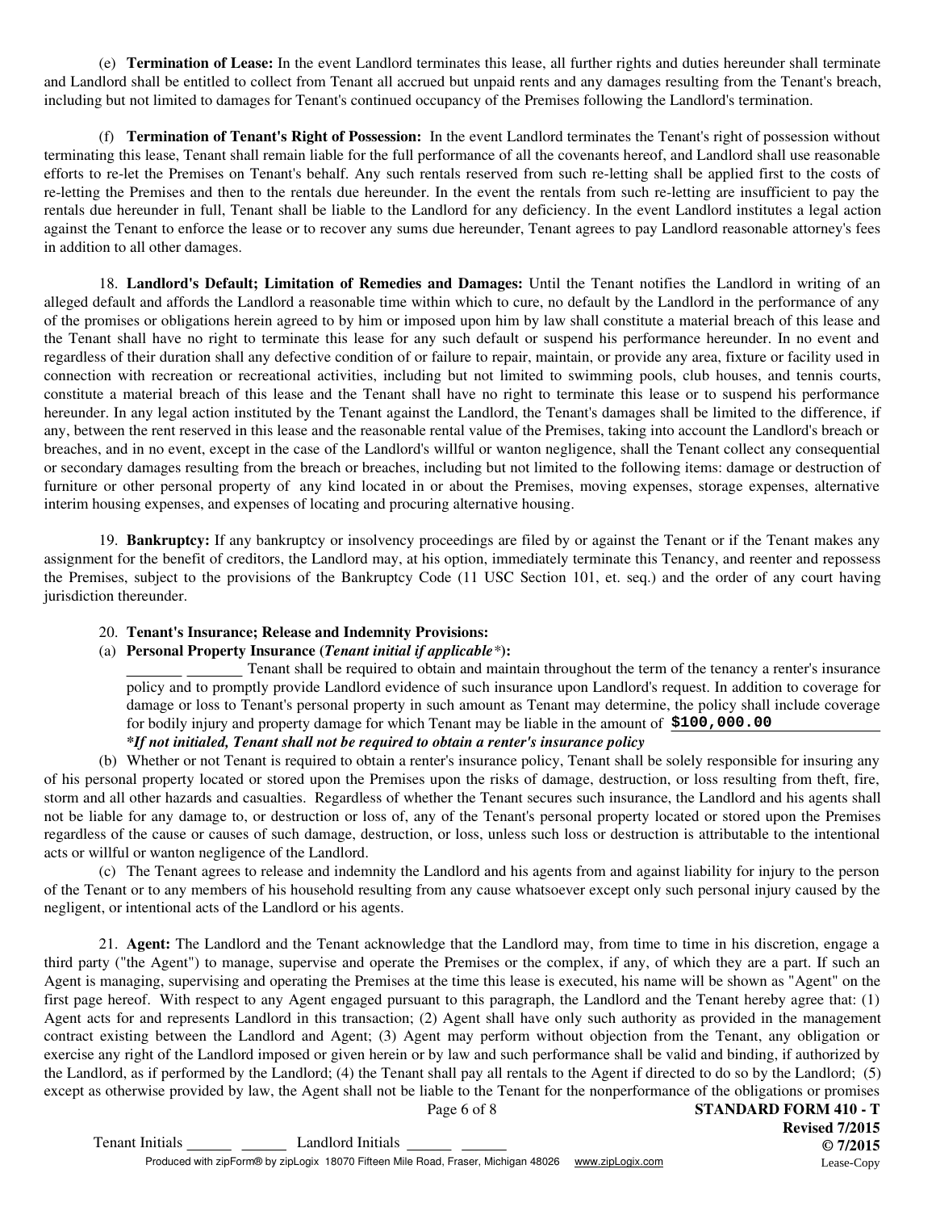(e) **Termination of Lease:** In the event Landlord terminates this lease, all further rights and duties hereunder shall terminate and Landlord shall be entitled to collect from Tenant all accrued but unpaid rents and any damages resulting from the Tenant's breach, including but not limited to damages for Tenant's continued occupancy of the Premises following the Landlord's termination.

(f) **Termination of Tenant's Right of Possession:** In the event Landlord terminates the Tenant's right of possession without terminating this lease, Tenant shall remain liable for the full performance of all the covenants hereof, and Landlord shall use reasonable efforts to re-let the Premises on Tenant's behalf. Any such rentals reserved from such re-letting shall be applied first to the costs of re-letting the Premises and then to the rentals due hereunder. In the event the rentals from such re-letting are insufficient to pay the rentals due hereunder in full, Tenant shall be liable to the Landlord for any deficiency. In the event Landlord institutes a legal action against the Tenant to enforce the lease or to recover any sums due hereunder, Tenant agrees to pay Landlord reasonable attorney's fees in addition to all other damages.

18. **Landlord's Default; Limitation of Remedies and Damages:** Until the Tenant notifies the Landlord in writing of an alleged default and affords the Landlord a reasonable time within which to cure, no default by the Landlord in the performance of any of the promises or obligations herein agreed to by him or imposed upon him by law shall constitute a material breach of this lease and the Tenant shall have no right to terminate this lease for any such default or suspend his performance hereunder. In no event and regardless of their duration shall any defective condition of or failure to repair, maintain, or provide any area, fixture or facility used in connection with recreation or recreational activities, including but not limited to swimming pools, club houses, and tennis courts, constitute a material breach of this lease and the Tenant shall have no right to terminate this lease or to suspend his performance hereunder. In any legal action instituted by the Tenant against the Landlord, the Tenant's damages shall be limited to the difference, if any, between the rent reserved in this lease and the reasonable rental value of the Premises, taking into account the Landlord's breach or breaches, and in no event, except in the case of the Landlord's willful or wanton negligence, shall the Tenant collect any consequential or secondary damages resulting from the breach or breaches, including but not limited to the following items: damage or destruction of furniture or other personal property of any kind located in or about the Premises, moving expenses, storage expenses, alternative interim housing expenses, and expenses of locating and procuring alternative housing.

19. **Bankruptcy:** If any bankruptcy or insolvency proceedings are filed by or against the Tenant or if the Tenant makes any assignment for the benefit of creditors, the Landlord may, at his option, immediately terminate this Tenancy, and reenter and repossess the Premises, subject to the provisions of the Bankruptcy Code (11 USC Section 101, et. seq.) and the order of any court having jurisdiction thereunder.

20. **Tenant's Insurance; Release and Indemnity Provisions:**

(a) **Personal Property Insurance (*Tenant initial if applicable\**):**

_______ _______ Tenant shall be required to obtain and maintain throughout the term of the tenancy a renter's insurance policy and to promptly provide Landlord evidence of such insurance upon Landlord's request. In addition to coverage for damage or loss to Tenant's personal property in such amount as Tenant may determine, the policy shall include coverage for bodily injury and property damage for which Tenant may be liable in the amount of **$100,000.00**

***If not initialed, Tenant shall not be required to obtain a renter's insurance policy***

(b) Whether or not Tenant is required to obtain a renter's insurance policy, Tenant shall be solely responsible for insuring any of his personal property located or stored upon the Premises upon the risks of damage, destruction, or loss resulting from theft, fire, storm and all other hazards and casualties. Regardless of whether the Tenant secures such insurance, the Landlord and his agents shall not be liable for any damage to, or destruction or loss of, any of the Tenant's personal property located or stored upon the Premises regardless of the cause or causes of such damage, destruction, or loss, unless such loss or destruction is attributable to the intentional acts or willful or wanton negligence of the Landlord.

(c) The Tenant agrees to release and indemnity the Landlord and his agents from and against liability for injury to the person of the Tenant or to any members of his household resulting from any cause whatsoever except only such personal injury caused by the negligent, or intentional acts of the Landlord or his agents.

21. **Agent:** The Landlord and the Tenant acknowledge that the Landlord may, from time to time in his discretion, engage a third party ("the Agent") to manage, supervise and operate the Premises or the complex, if any, of which they are a part. If such an Agent is managing, supervising and operating the Premises at the time this lease is executed, his name will be shown as "Agent" on the first page hereof. With respect to any Agent engaged pursuant to this paragraph, the Landlord and the Tenant hereby agree that: (1) Agent acts for and represents Landlord in this transaction; (2) Agent shall have only such authority as provided in the management contract existing between the Landlord and Agent; (3) Agent may perform without objection from the Tenant, any obligation or exercise any right of the Landlord imposed or given herein or by law and such performance shall be valid and binding, if authorized by the Landlord, as if performed by the Landlord; (4) the Tenant shall pay all rentals to the Agent if directed to do so by the Landlord; (5) except as otherwise provided by law, the Agent shall not be liable to the Tenant for the nonperformance of the obligations or promises

Tenant Initials ______ ______ Landlord Initials ______ ______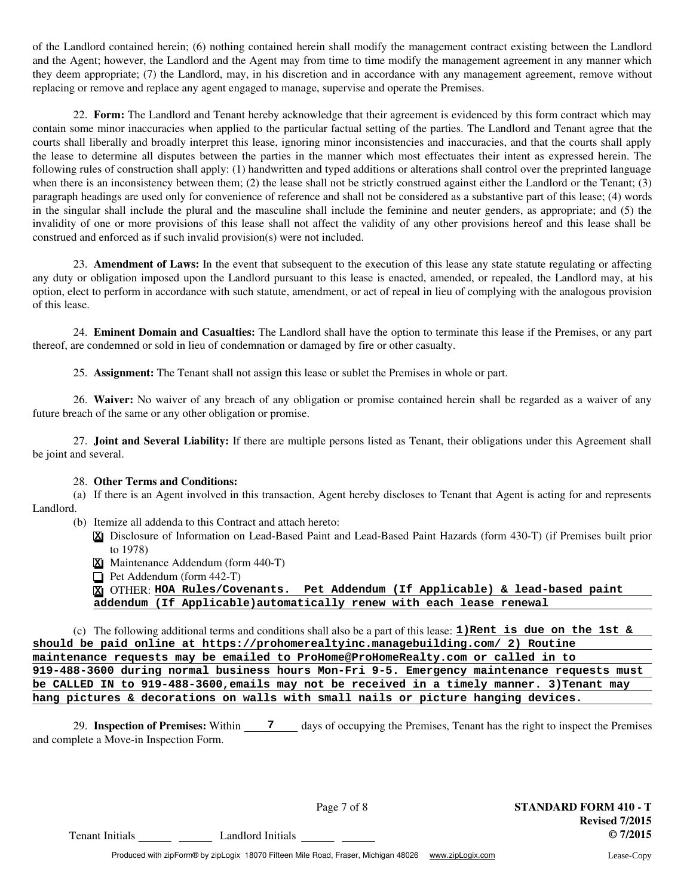of the Landlord contained herein; (6) nothing contained herein shall modify the management contract existing between the Landlord and the Agent; however, the Landlord and the Agent may from time to time modify the management agreement in any manner which they deem appropriate; (7) the Landlord, may, in his discretion and in accordance with any management agreement, remove without replacing or remove and replace any agent engaged to manage, supervise and operate the Premises.

22. **Form:** The Landlord and Tenant hereby acknowledge that their agreement is evidenced by this form contract which may contain some minor inaccuracies when applied to the particular factual setting of the parties. The Landlord and Tenant agree that the courts shall liberally and broadly interpret this lease, ignoring minor inconsistencies and inaccuracies, and that the courts shall apply the lease to determine all disputes between the parties in the manner which most effectuates their intent as expressed herein. The following rules of construction shall apply: (1) handwritten and typed additions or alterations shall control over the preprinted language when there is an inconsistency between them; (2) the lease shall not be strictly construed against either the Landlord or the Tenant; (3) paragraph headings are used only for convenience of reference and shall not be considered as a substantive part of this lease; (4) words in the singular shall include the plural and the masculine shall include the feminine and neuter genders, as appropriate; and (5) the invalidity of one or more provisions of this lease shall not affect the validity of any other provisions hereof and this lease shall be construed and enforced as if such invalid provision(s) were not included.

23. **Amendment of Laws:** In the event that subsequent to the execution of this lease any state statute regulating or affecting any duty or obligation imposed upon the Landlord pursuant to this lease is enacted, amended, or repealed, the Landlord may, at his option, elect to perform in accordance with such statute, amendment, or act of repeal in lieu of complying with the analogous provision of this lease.

24. **Eminent Domain and Casualties:** The Landlord shall have the option to terminate this lease if the Premises, or any part thereof, are condemned or sold in lieu of condemnation or damaged by fire or other casualty.

25. **Assignment:** The Tenant shall not assign this lease or sublet the Premises in whole or part.

26. **Waiver:** No waiver of any breach of any obligation or promise contained herein shall be regarded as a waiver of any future breach of the same or any other obligation or promise.

27. **Joint and Several Liability:** If there are multiple persons listed as Tenant, their obligations under this Agreement shall be joint and several.

28. **Other Terms and Conditions:**

(a) If there is an Agent involved in this transaction, Agent hereby discloses to Tenant that Agent is acting for and represents Landlord.

(b) Itemize all addenda to this Contract and attach hereto:

- [X] Disclosure of Information on Lead-Based Paint and Lead-Based Paint Hazards (form 430-T) (if Premises built prior to 1978)
- [X] Maintenance Addendum (form 440-T)
- [ ] Pet Addendum (form 442-T)
- [X] OTHER: **HOA Rules/Covenants. Pet Addendum (If Applicable) & lead-based paint addendum (If Applicable)automatically renew with each lease renewal**

(c) The following additional terms and conditions shall also be a part of this lease: **1)Rent is due on the 1st & should be paid online at https://prohomerealtyinc.managebuilding.com/ 2) Routine maintenance requests may be emailed to ProHome@ProHomeRealty.com or called in to 919-488-3600 during normal business hours Mon-Fri 9-5. Emergency maintenance requests must be CALLED IN to 919-488-3600,emails may not be received in a timely manner. 3)Tenant may hang pictures & decorations on walls with small nails or picture hanging devices.**

29. **Inspection of Premises:** Within **7** days of occupying the Premises, Tenant has the right to inspect the Premises and complete a Move-in Inspection Form.

Tenant Initials ______ ______ Landlord Initials ______ ______

STANDARD FORM 410 - T
Revised 7/2015
© 7/2015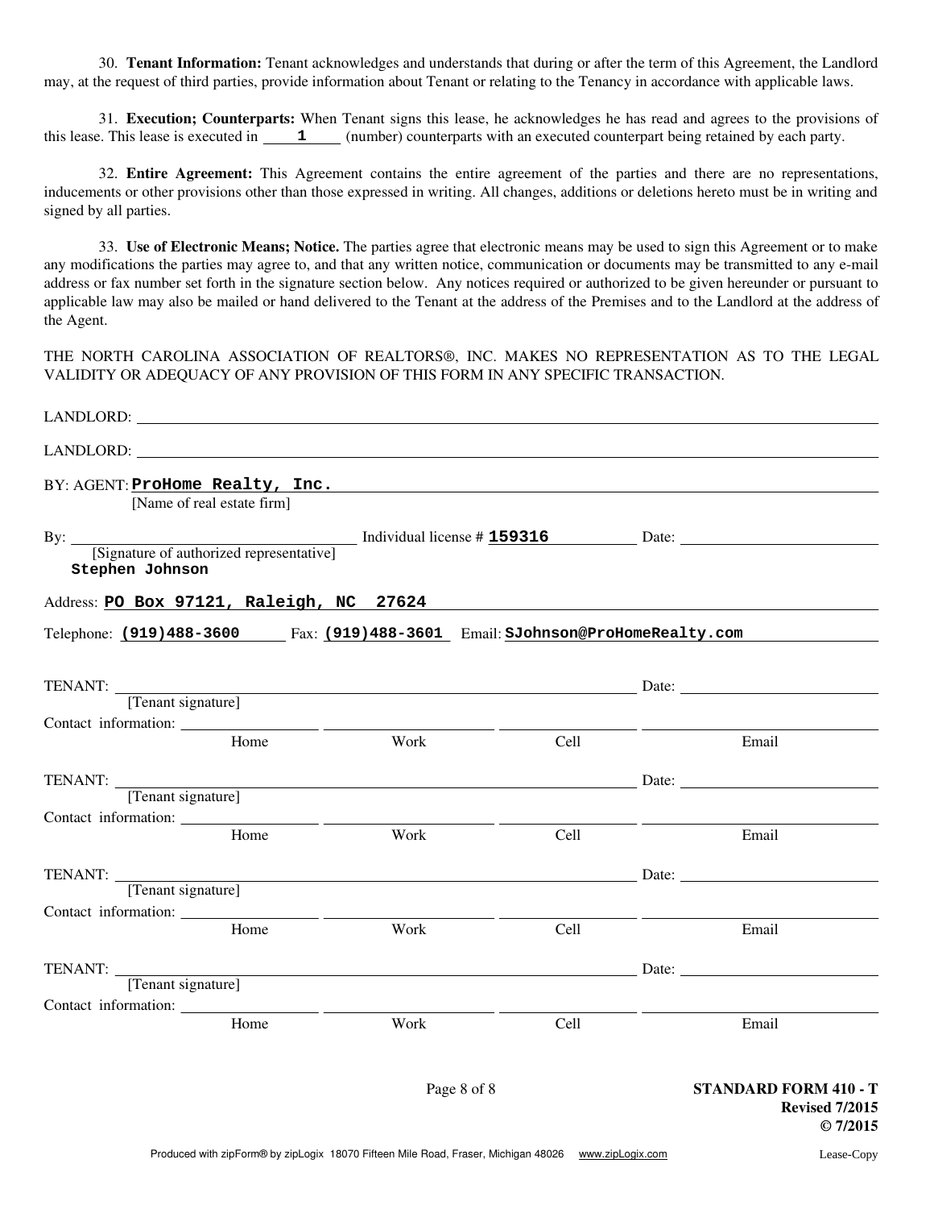30. **Tenant Information:** Tenant acknowledges and understands that during or after the term of this Agreement, the Landlord may, at the request of third parties, provide information about Tenant or relating to the Tenancy in accordance with applicable laws.

31. **Execution; Counterparts:** When Tenant signs this lease, he acknowledges he has read and agrees to the provisions of this lease. This lease is executed in **1** (number) counterparts with an executed counterpart being retained by each party.

32. **Entire Agreement:** This Agreement contains the entire agreement of the parties and there are no representations, inducements or other provisions other than those expressed in writing. All changes, additions or deletions hereto must be in writing and signed by all parties.

33. **Use of Electronic Means; Notice.** The parties agree that electronic means may be used to sign this Agreement or to make any modifications the parties may agree to, and that any written notice, communication or documents may be transmitted to any e-mail address or fax number set forth in the signature section below. Any notices required or authorized to be given hereunder or pursuant to applicable law may also be mailed or hand delivered to the Tenant at the address of the Premises and to the Landlord at the address of the Agent.

THE NORTH CAROLINA ASSOCIATION OF REALTORS®, INC. MAKES NO REPRESENTATION AS TO THE LEGAL VALIDITY OR ADEQUACY OF ANY PROVISION OF THIS FORM IN ANY SPECIFIC TRANSACTION.

LANDLORD: ____________________

LANDLORD: ____________________

BY: AGENT: **ProHome Realty, Inc.**
[Name of real estate firm]

By: ____________________ Individual license # **159316** Date: ____________
[Signature of authorized representative]
**Stephen Johnson**

Address: **PO Box 97121, Raleigh, NC 27624**

Telephone: **(919)488-3600** Fax: **(919)488-3601** Email: **SJohnson@ProHomeRealty.com**

TENANT: ____________________ Date: ____________
[Tenant signature]
Contact information: ________ Home ________ Work ________ Cell ________ Email

TENANT: ____________________ Date: ____________
[Tenant signature]
Contact information: ________ Home ________ Work ________ Cell ________ Email

TENANT: ____________________ Date: ____________
[Tenant signature]
Contact information: ________ Home ________ Work ________ Cell ________ Email

TENANT: ____________________ Date: ____________
[Tenant signature]
Contact information: ________ Home ________ Work ________ Cell ________ Email

STANDARD FORM 410 - T
Revised 7/2015
© 7/2015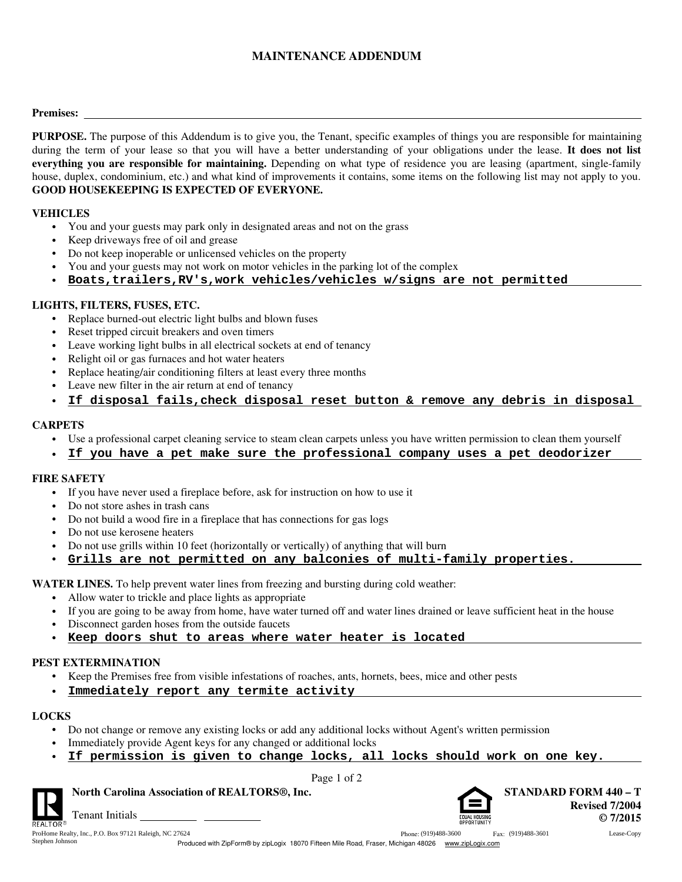# MAINTENANCE ADDENDUM

**Premises:** ______________________________

**PURPOSE.** The purpose of this Addendum is to give you, the Tenant, specific examples of things you are responsible for maintaining during the term of your lease so that you will have a better understanding of your obligations under the lease. **It does not list everything you are responsible for maintaining.** Depending on what type of residence you are leasing (apartment, single-family house, duplex, condominium, etc.) and what kind of improvements it contains, some items on the following list may not apply to you. **GOOD HOUSEKEEPING IS EXPECTED OF EVERYONE.**

**VEHICLES**

- You and your guests may park only in designated areas and not on the grass
- Keep driveways free of oil and grease
- Do not keep inoperable or unlicensed vehicles on the property
- You and your guests may not work on motor vehicles in the parking lot of the complex
- **Boats,trailers,RV's,work vehicles/vehicles w/signs are not permitted**

**LIGHTS, FILTERS, FUSES, ETC.**

- Replace burned-out electric light bulbs and blown fuses
- Reset tripped circuit breakers and oven timers
- Leave working light bulbs in all electrical sockets at end of tenancy
- Relight oil or gas furnaces and hot water heaters
- Replace heating/air conditioning filters at least every three months
- Leave new filter in the air return at end of tenancy
- **If disposal fails,check disposal reset button & remove any debris in disposal**

**CARPETS**

- Use a professional carpet cleaning service to steam clean carpets unless you have written permission to clean them yourself
- **If you have a pet make sure the professional company uses a pet deodorizer**

**FIRE SAFETY**

- If you have never used a fireplace before, ask for instruction on how to use it
- Do not store ashes in trash cans
- Do not build a wood fire in a fireplace that has connections for gas logs
- Do not use kerosene heaters
- Do not use grills within 10 feet (horizontally or vertically) of anything that will burn
- **Grills are not permitted on any balconies of multi-family properties.**

**WATER LINES.** To help prevent water lines from freezing and bursting during cold weather:

- Allow water to trickle and place lights as appropriate
- If you are going to be away from home, have water turned off and water lines drained or leave sufficient heat in the house
- Disconnect garden hoses from the outside faucets
- **Keep doors shut to areas where water heater is located**

**PEST EXTERMINATION**

- Keep the Premises free from visible infestations of roaches, ants, hornets, bees, mice and other pests
- **Immediately report any termite activity**

**LOCKS**

- Do not change or remove any existing locks or add any additional locks without Agent's written permission
- Immediately provide Agent keys for any changed or additional locks
- **If permission is given to change locks, all locks should work on one key.**

North Carolina Association of REALTORS®, Inc.

Tenant Initials __________ __________

STANDARD FORM 440 – T
Revised 7/2004
© 7/2015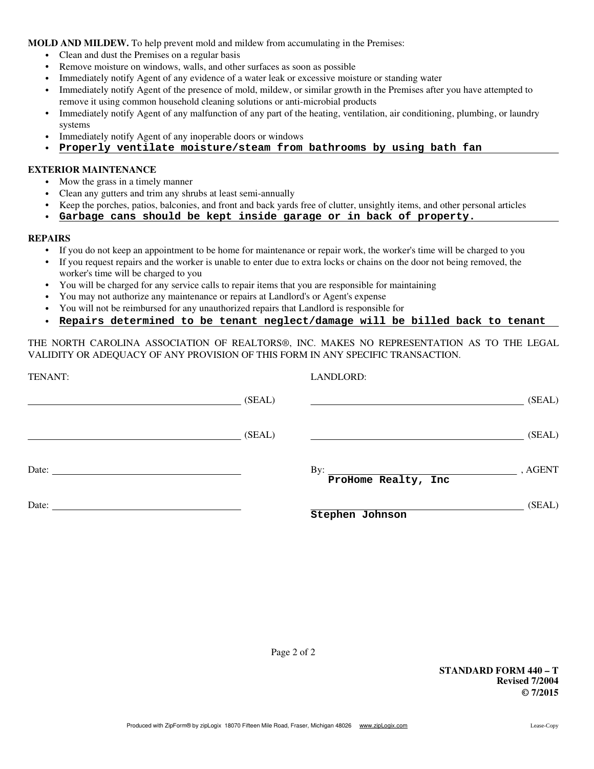**MOLD AND MILDEW.** To help prevent mold and mildew from accumulating in the Premises:

- Clean and dust the Premises on a regular basis
- Remove moisture on windows, walls, and other surfaces as soon as possible
- Immediately notify Agent of any evidence of a water leak or excessive moisture or standing water
- Immediately notify Agent of the presence of mold, mildew, or similar growth in the Premises after you have attempted to remove it using common household cleaning solutions or anti-microbial products
- Immediately notify Agent of any malfunction of any part of the heating, ventilation, air conditioning, plumbing, or laundry systems
- Immediately notify Agent of any inoperable doors or windows
- Properly ventilate moisture/steam from bathrooms by using bath fan

**EXTERIOR MAINTENANCE**

- Mow the grass in a timely manner
- Clean any gutters and trim any shrubs at least semi-annually
- Keep the porches, patios, balconies, and front and back yards free of clutter, unsightly items, and other personal articles
- Garbage cans should be kept inside garage or in back of property.

**REPAIRS**

- If you do not keep an appointment to be home for maintenance or repair work, the worker's time will be charged to you
- If you request repairs and the worker is unable to enter due to extra locks or chains on the door not being removed, the worker's time will be charged to you
- You will be charged for any service calls to repair items that you are responsible for maintaining
- You may not authorize any maintenance or repairs at Landlord's or Agent's expense
- You will not be reimbursed for any unauthorized repairs that Landlord is responsible for
- Repairs determined to be tenant neglect/damage will be billed back to tenant

THE NORTH CAROLINA ASSOCIATION OF REALTORS®, INC. MAKES NO REPRESENTATION AS TO THE LEGAL VALIDITY OR ADEQUACY OF ANY PROVISION OF THIS FORM IN ANY SPECIFIC TRANSACTION.

TENANT:

_________________________________ (SEAL)

_________________________________ (SEAL)

Date: _____________________________

Date: _____________________________

LANDLORD:

_________________________________ (SEAL)

_________________________________ (SEAL)

By: ProHome Realty, Inc , AGENT

Stephen Johnson (SEAL)

**STANDARD FORM 440 – T**
**Revised 7/2004**
**© 7/2015**

Produced with ZipForm® by zipLogix 18070 Fifteen Mile Road, Fraser, Michigan 48026 www.zipLogix.com Lease-Copy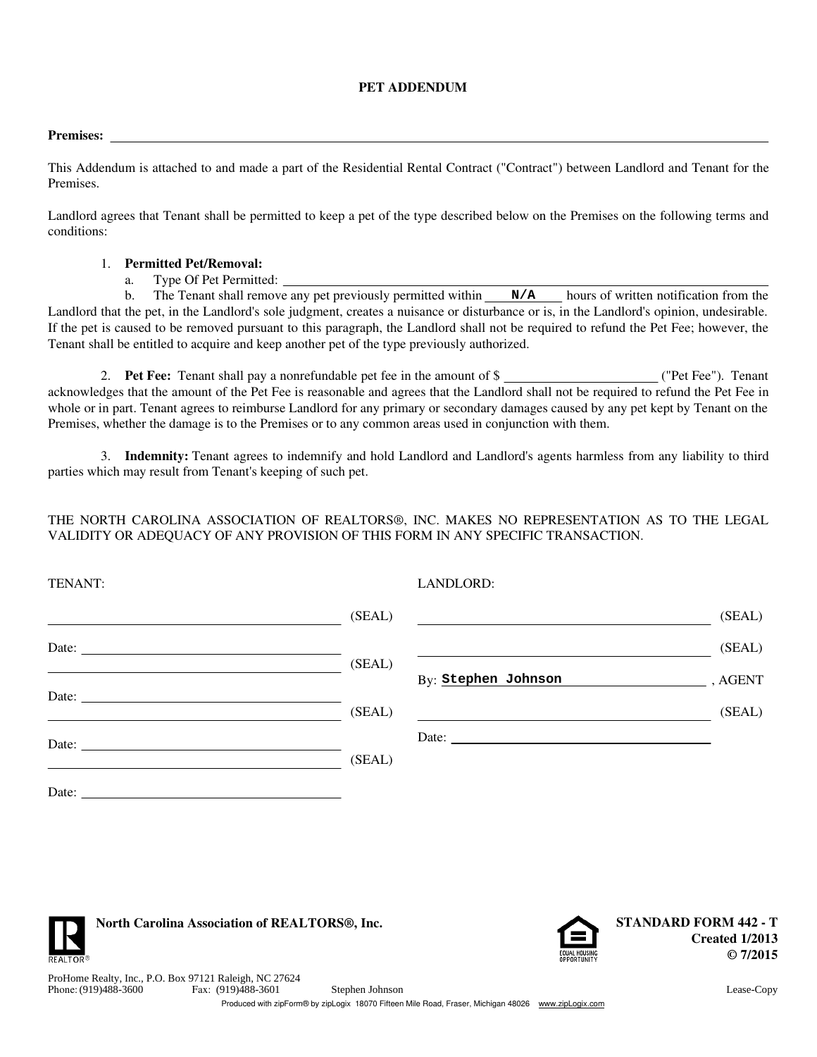# PET ADDENDUM

**Premises:** ______________________________________________

This Addendum is attached to and made a part of the Residential Rental Contract ("Contract") between Landlord and Tenant for the Premises.

Landlord agrees that Tenant shall be permitted to keep a pet of the type described below on the Premises on the following terms and conditions:

1. **Permitted Pet/Removal:**
   a. Type Of Pet Permitted: ______________________________________________
   b. The Tenant shall remove any pet previously permitted within **N/A** hours of written notification from the Landlord that the pet, in the Landlord's sole judgment, creates a nuisance or disturbance or is, in the Landlord's opinion, undesirable. If the pet is caused to be removed pursuant to this paragraph, the Landlord shall not be required to refund the Pet Fee; however, the Tenant shall be entitled to acquire and keep another pet of the type previously authorized.

2. **Pet Fee:** Tenant shall pay a nonrefundable pet fee in the amount of $ ______________________ ("Pet Fee"). Tenant acknowledges that the amount of the Pet Fee is reasonable and agrees that the Landlord shall not be required to refund the Pet Fee in whole or in part. Tenant agrees to reimburse Landlord for any primary or secondary damages caused by any pet kept by Tenant on the Premises, whether the damage is to the Premises or to any common areas used in conjunction with them.

3. **Indemnity:** Tenant agrees to indemnify and hold Landlord and Landlord's agents harmless from any liability to third parties which may result from Tenant's keeping of such pet.

THE NORTH CAROLINA ASSOCIATION OF REALTORS®, INC. MAKES NO REPRESENTATION AS TO THE LEGAL VALIDITY OR ADEQUACY OF ANY PROVISION OF THIS FORM IN ANY SPECIFIC TRANSACTION.

TENANT:

______________________________________________ (SEAL)

Date: ______________________________________________

______________________________________________ (SEAL)

Date: ______________________________________________

______________________________________________ (SEAL)

Date: ______________________________________________

______________________________________________ (SEAL)

Date: ______________________________________________

LANDLORD:

______________________________________________ (SEAL)

______________________________________________ (SEAL)

By: Stephen Johnson ______________________ , AGENT

______________________________________________ (SEAL)

Date: ______________________________________________

North Carolina Association of REALTORS®, Inc.

STANDARD FORM 442 - T
Created 1/2013
© 7/2015

ProHome Realty, Inc., P.O. Box 97121 Raleigh, NC 27624
Phone: (919)488-3600 Fax: (919)488-3601 Stephen Johnson Lease-Copy
Produced with zipForm® by zipLogix 18070 Fifteen Mile Road, Fraser, Michigan 48026 www.zipLogix.com